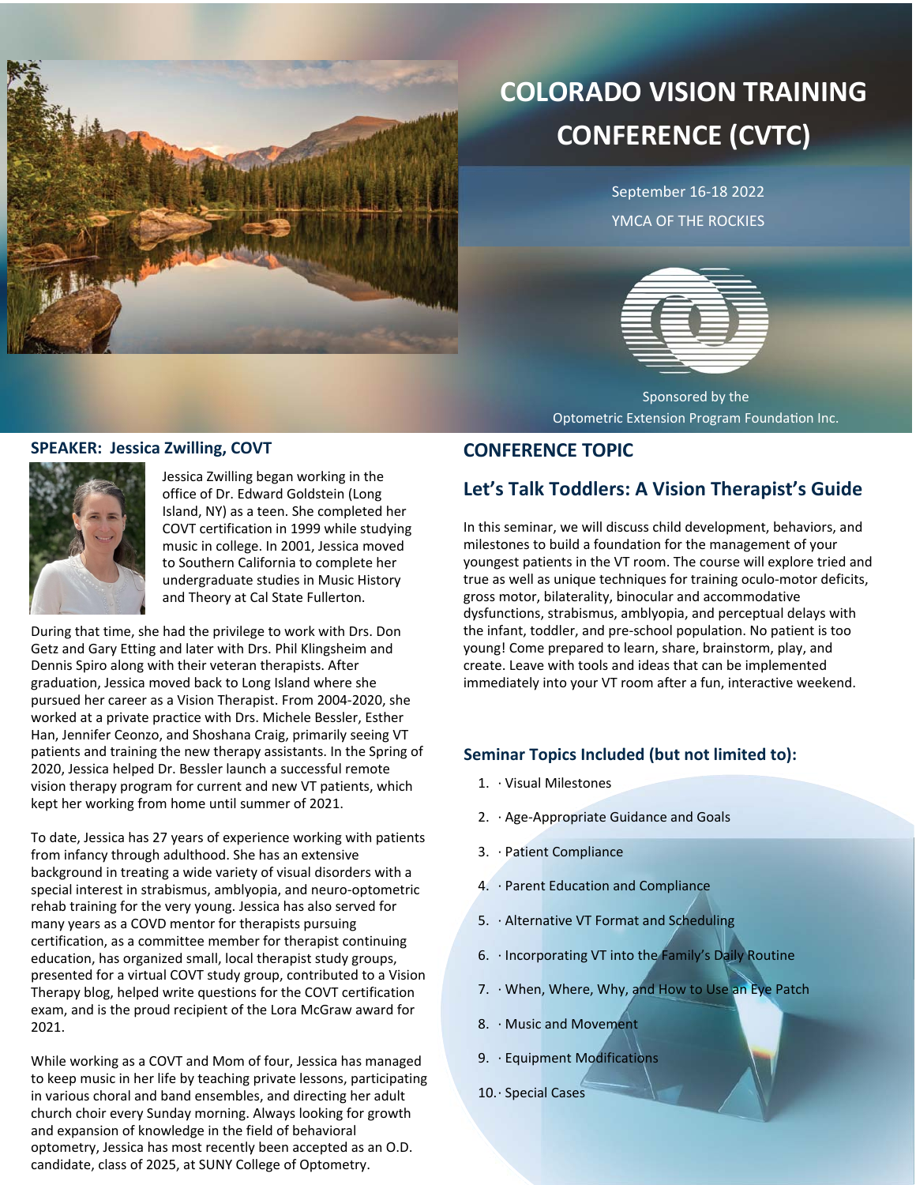# COLORADO VISION TRAINING CONFERENCE (CVTC)

September 16-18 2022

YMCA OF THE ROCKIES

Sponsored by the
Optometric Extension Program Foundation Inc.

## SPEAKER: Jessica Zwilling, COVT

Jessica Zwilling began working in the office of Dr. Edward Goldstein (Long Island, NY) as a teen. She completed her COVT certification in 1999 while studying music in college. In 2001, Jessica moved to Southern California to complete her undergraduate studies in Music History and Theory at Cal State Fullerton.

During that time, she had the privilege to work with Drs. Don Getz and Gary Etting and later with Drs. Phil Klingsheim and Dennis Spiro along with their veteran therapists. After graduation, Jessica moved back to Long Island where she pursued her career as a Vision Therapist. From 2004-2020, she worked at a private practice with Drs. Michele Bessler, Esther Han, Jennifer Ceonzo, and Shoshana Craig, primarily seeing VT patients and training the new therapy assistants. In the Spring of 2020, Jessica helped Dr. Bessler launch a successful remote vision therapy program for current and new VT patients, which kept her working from home until summer of 2021.

To date, Jessica has 27 years of experience working with patients from infancy through adulthood. She has an extensive background in treating a wide variety of visual disorders with a special interest in strabismus, amblyopia, and neuro-optometric rehab training for the very young. Jessica has also served for many years as a COVD mentor for therapists pursuing certification, as a committee member for therapist continuing education, has organized small, local therapist study groups, presented for a virtual COVT study group, contributed to a Vision Therapy blog, helped write questions for the COVT certification exam, and is the proud recipient of the Lora McGraw award for 2021.

While working as a COVT and Mom of four, Jessica has managed to keep music in her life by teaching private lessons, participating in various choral and band ensembles, and directing her adult church choir every Sunday morning. Always looking for growth and expansion of knowledge in the field of behavioral optometry, Jessica has most recently been accepted as an O.D. candidate, class of 2025, at SUNY College of Optometry.

## CONFERENCE TOPIC

## Let's Talk Toddlers: A Vision Therapist's Guide

In this seminar, we will discuss child development, behaviors, and milestones to build a foundation for the management of your youngest patients in the VT room. The course will explore tried and true as well as unique techniques for training oculo-motor deficits, gross motor, bilaterality, binocular and accommodative dysfunctions, strabismus, amblyopia, and perceptual delays with the infant, toddler, and pre-school population. No patient is too young! Come prepared to learn, share, brainstorm, play, and create. Leave with tools and ideas that can be implemented immediately into your VT room after a fun, interactive weekend.

### Seminar Topics Included (but not limited to):

1. · Visual Milestones
2. · Age-Appropriate Guidance and Goals
3. · Patient Compliance
4. · Parent Education and Compliance
5. · Alternative VT Format and Scheduling
6. · Incorporating VT into the Family's Daily Routine
7. · When, Where, Why, and How to Use an Eye Patch
8. · Music and Movement
9. · Equipment Modifications
10. · Special Cases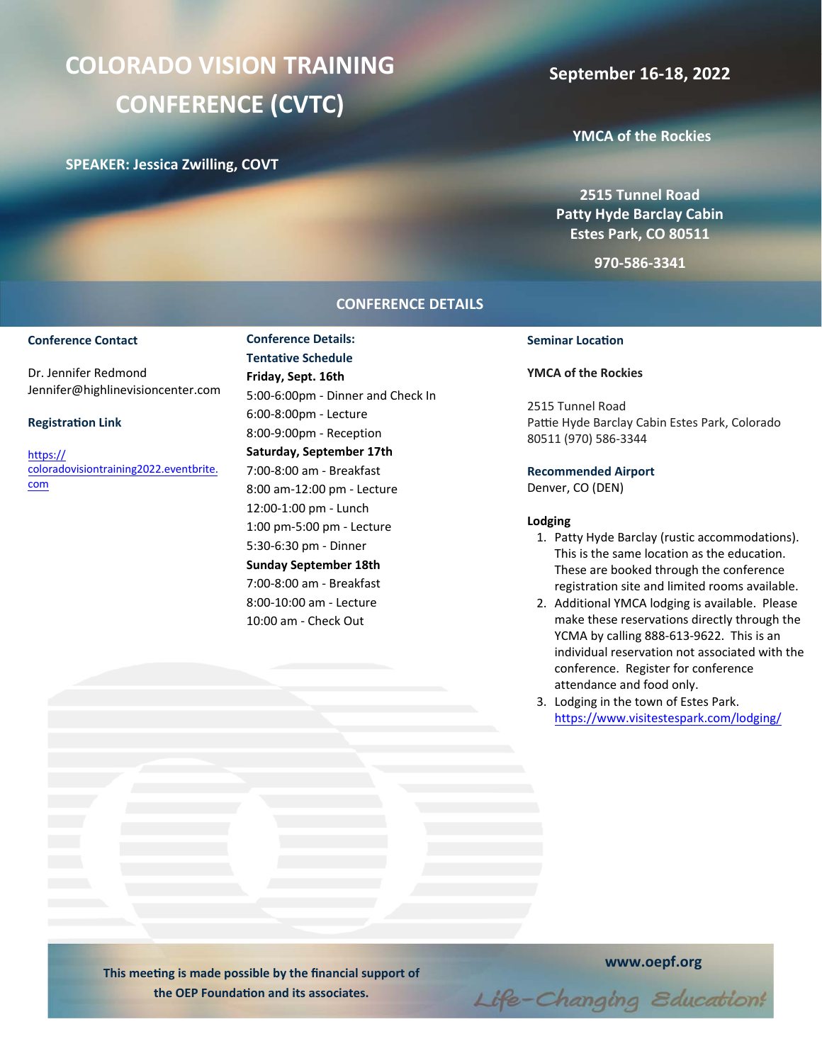# COLORADO VISION TRAINING CONFERENCE (CVTC)

**SPEAKER: Jessica Zwilling, COVT**

**September 16-18, 2022**

**YMCA of the Rockies**

**2515 Tunnel Road**
**Patty Hyde Barclay Cabin**
**Estes Park, CO 80511**

**970-586-3341**

## CONFERENCE DETAILS

### Conference Contact

Dr. Jennifer Redmond
Jennifer@highlinevisioncenter.com

### Registration Link

https://coloradovisiontraining2022.eventbrite.com

### Conference Details:

### Tentative Schedule

**Friday, Sept. 16th**
5:00-6:00pm - Dinner and Check In
6:00-8:00pm - Lecture
8:00-9:00pm - Reception

**Saturday, September 17th**
7:00-8:00 am - Breakfast
8:00 am-12:00 pm - Lecture
12:00-1:00 pm - Lunch
1:00 pm-5:00 pm - Lecture
5:30-6:30 pm - Dinner

**Sunday September 18th**
7:00-8:00 am - Breakfast
8:00-10:00 am - Lecture
10:00 am - Check Out

### Seminar Location

**YMCA of the Rockies**

2515 Tunnel Road
Pattie Hyde Barclay Cabin Estes Park, Colorado 80511 (970) 586-3344

### Recommended Airport

Denver, CO (DEN)

### Lodging

1. Patty Hyde Barclay (rustic accommodations). This is the same location as the education. These are booked through the conference registration site and limited rooms available.
2. Additional YMCA lodging is available. Please make these reservations directly through the YCMA by calling 888-613-9622. This is an individual reservation not associated with the conference. Register for conference attendance and food only.
3. Lodging in the town of Estes Park. https://www.visitestespark.com/lodging/

**This meeting is made possible by the financial support of the OEP Foundation and its associates.**

**www.oepf.org**

*Life-Changing Education!*